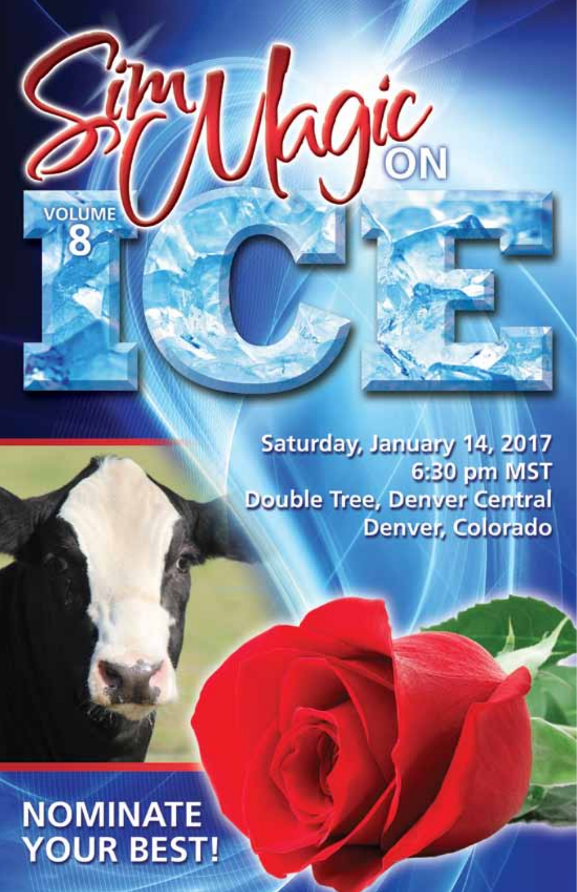# SimMagic ON ICE

VOLUME 8

Saturday, January 14, 2017
6:30 pm MST
Double Tree, Denver Central
Denver, Colorado

## NOMINATE YOUR BEST!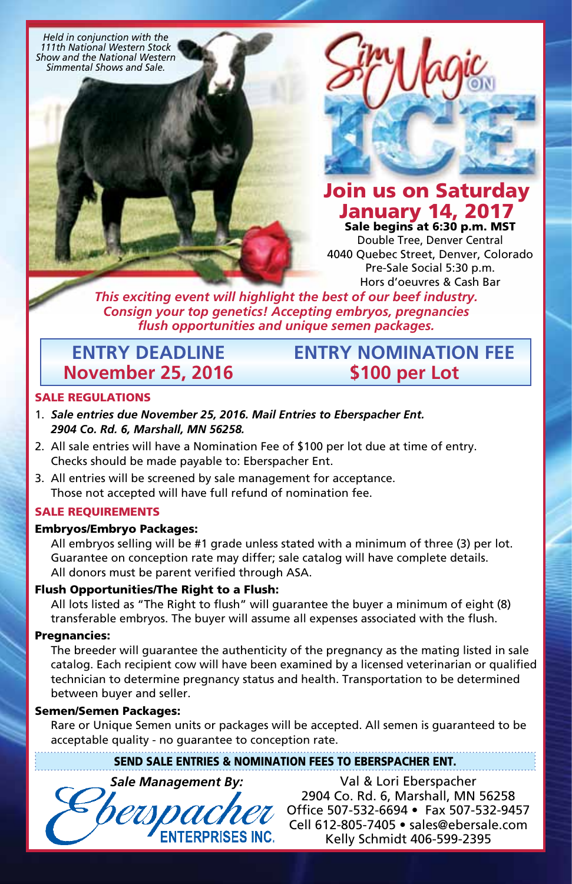*Held in conjunction with the 111th National Western Stock Show and the National Western Simmental Shows and Sale.*

# SimMagic ON ICE

## Join us on Saturday January 14, 2017

**Sale begins at 6:30 p.m. MST**

Double Tree, Denver Central
4040 Quebec Street, Denver, Colorado
Pre-Sale Social 5:30 p.m.
Hors d'oeuvres & Cash Bar

***This exciting event will highlight the best of our beef industry. Consign your top genetics! Accepting embryos, pregnancies flush opportunities and unique semen packages.***

| ENTRY DEADLINE | ENTRY NOMINATION FEE |
| --- | --- |
| November 25, 2016 | $100 per Lot |

### SALE REGULATIONS

1. ***Sale entries due November 25, 2016. Mail Entries to Eberspacher Ent. 2904 Co. Rd. 6, Marshall, MN 56258.***
2. All sale entries will have a Nomination Fee of $100 per lot due at time of entry. Checks should be made payable to: Eberspacher Ent.
3. All entries will be screened by sale management for acceptance. Those not accepted will have full refund of nomination fee.

### SALE REQUIREMENTS

**Embryos/Embryo Packages:**

All embryos selling will be #1 grade unless stated with a minimum of three (3) per lot. Guarantee on conception rate may differ; sale catalog will have complete details. All donors must be parent verified through ASA.

**Flush Opportunities/The Right to a Flush:**

All lots listed as "The Right to flush" will guarantee the buyer a minimum of eight (8) transferable embryos. The buyer will assume all expenses associated with the flush.

**Pregnancies:**

The breeder will guarantee the authenticity of the pregnancy as the mating listed in sale catalog. Each recipient cow will have been examined by a licensed veterinarian or qualified technician to determine pregnancy status and health. Transportation to be determined between buyer and seller.

**Semen/Semen Packages:**

Rare or Unique Semen units or packages will be accepted. All semen is guaranteed to be acceptable quality - no guarantee to conception rate.

**SEND SALE ENTRIES & NOMINATION FEES TO EBERSPACHER ENT.**

***Sale Management By:***

Eberspacher ENTERPRISES INC.

Val & Lori Eberspacher
2904 Co. Rd. 6, Marshall, MN 56258
Office 507-532-6694 • Fax 507-532-9457
Cell 612-805-7405 • sales@ebersale.com
Kelly Schmidt 406-599-2395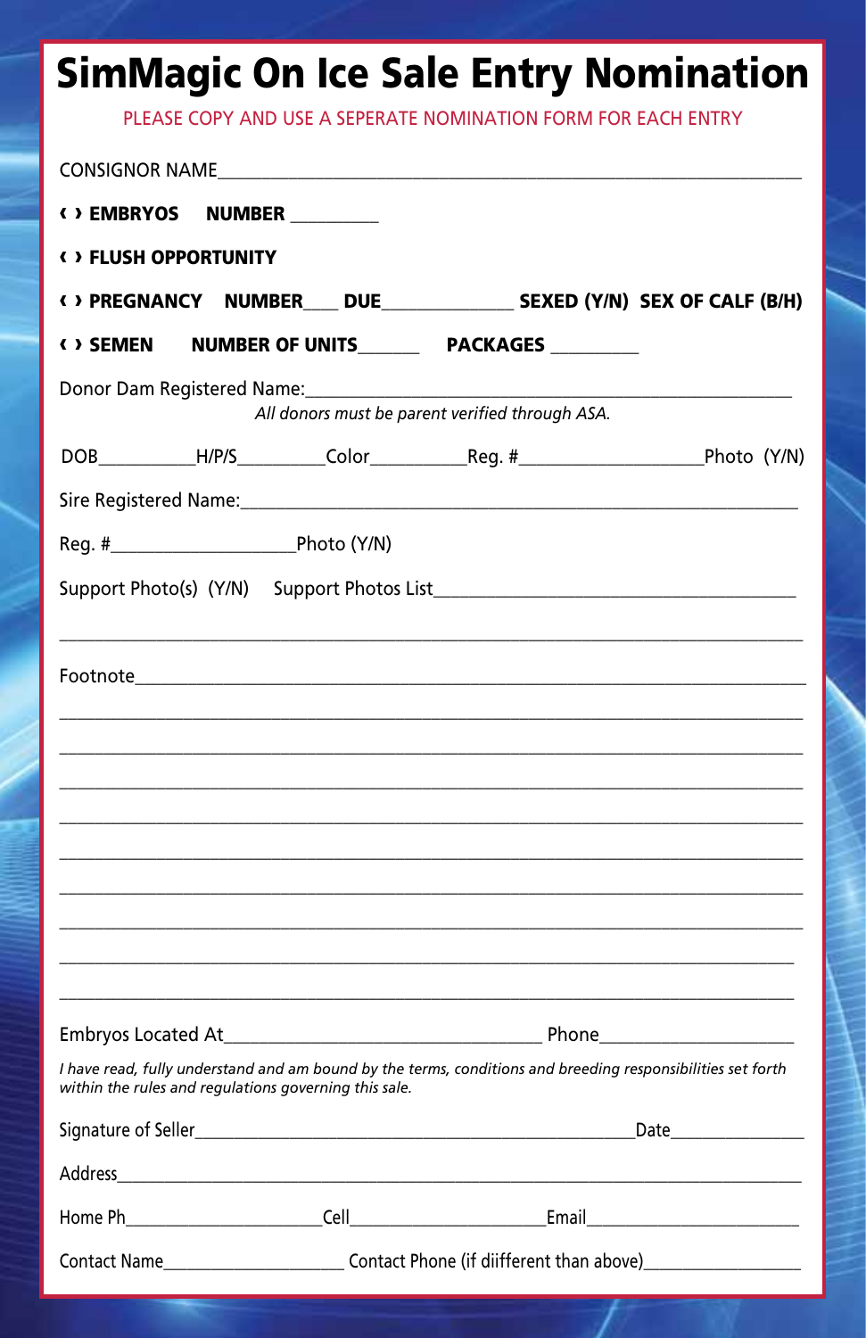# SimMagic On Ice Sale Entry Nomination

PLEASE COPY AND USE A SEPERATE NOMINATION FORM FOR EACH ENTRY

CONSIGNOR NAME_______________________________________________________________

**( ) EMBRYOS NUMBER _________**

**( ) FLUSH OPPORTUNITY**

**( ) PREGNANCY NUMBER____ DUE______________ SEXED (Y/N) SEX OF CALF (B/H)**

**( ) SEMEN NUMBER OF UNITS______ PACKAGES _________**

Donor Dam Registered Name:_____________________________________________________

*All donors must be parent verified through ASA.*

DOB__________H/P/S_________Color__________Reg. #__________________Photo (Y/N)

Sire Registered Name:_________________________________________________________

Reg. #__________________Photo (Y/N)

Support Photo(s) (Y/N) Support Photos List____________________________________

_____________________________________________________________________________

Footnote_____________________________________________________________________

_____________________________________________________________________________

_____________________________________________________________________________

_____________________________________________________________________________

_____________________________________________________________________________

_____________________________________________________________________________

_____________________________________________________________________________

_____________________________________________________________________________

_____________________________________________________________________________

_____________________________________________________________________________

Embryos Located At________________________________ Phone___________________

*I have read, fully understand and am bound by the terms, conditions and breeding responsibilities set forth within the rules and regulations governing this sale.*

Signature of Seller_______________________________________________Date______________

Address______________________________________________________________________

Home Ph_____________________Cell_____________________Email________________________

Contact Name___________________ Contact Phone (if diifferent than above)_________________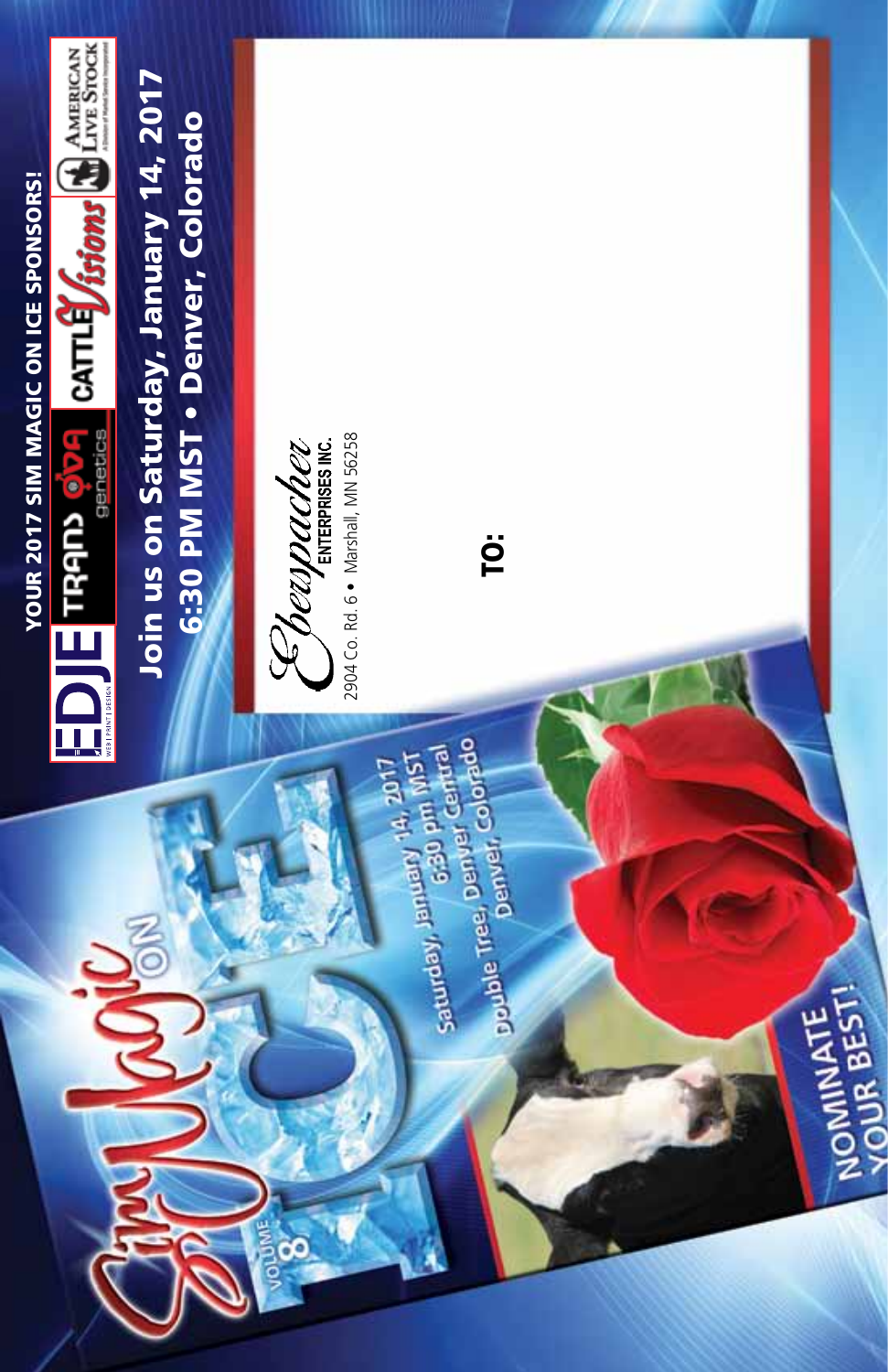YOUR 2017 SIM MAGIC ON ICE SPONSORS!

EDJE WEB | PRINT | DESIGN

TRANS OVA genetics

CATTLE Visions

AMERICAN LIVE STOCK

## Join us on Saturday, January 14, 2017
## 6:30 PM MST • Denver, Colorado

Eberspacher ENTERPRISES INC.
2904 Co. Rd. 6 • Marshall, MN 56258

**TO:**

SimMagic ON ICE

VOLUME 8

Saturday, January 14, 2017
6:30 pm MST
Double Tree, Denver Central
Denver, Colorado

NOMINATE YOUR BEST!